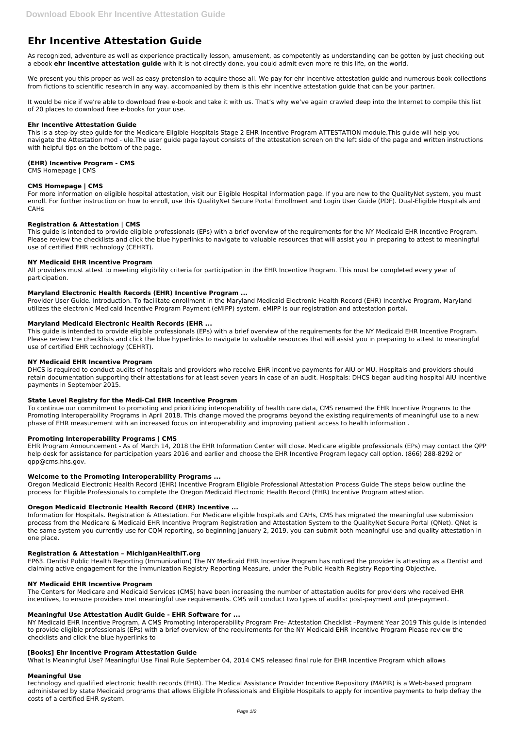# Ehr Incentive Attestation Guide

As recognized, adventure as well as experience practically lesson, amusement, as competently as understanding can be gotten by just checking out a ebook **ehr incentive attestation guide** with it is not directly done, you could admit even more re this life, on the world.

We present you this proper as well as easy pretension to acquire those all. We pay for ehr incentive attestation guide and numerous book collections from fictions to scientific research in any way. accompanied by them is this ehr incentive attestation guide that can be your partner.

It would be nice if we're able to download free e-book and take it with us. That's why we've again crawled deep into the Internet to compile this list of 20 places to download free e-books for your use.

### Ehr Incentive Attestation Guide

This is a step-by-step guide for the Medicare Eligible Hospitals Stage 2 EHR Incentive Program ATTESTATION module.This guide will help you navigate the Attestation mod - ule.The user guide page layout consists of the attestation screen on the left side of the page and written instructions with helpful tips on the bottom of the page.

### (EHR) Incentive Program - CMS

CMS Homepage | CMS

### CMS Homepage | CMS

For more information on eligible hospital attestation, visit our Eligible Hospital Information page. If you are new to the QualityNet system, you must enroll. For further instruction on how to enroll, use this QualityNet Secure Portal Enrollment and Login User Guide (PDF). Dual-Eligible Hospitals and CAHs

### Registration & Attestation | CMS

This guide is intended to provide eligible professionals (EPs) with a brief overview of the requirements for the NY Medicaid EHR Incentive Program. Please review the checklists and click the blue hyperlinks to navigate to valuable resources that will assist you in preparing to attest to meaningful use of certified EHR technology (CEHRT).

### NY Medicaid EHR Incentive Program

All providers must attest to meeting eligibility criteria for participation in the EHR Incentive Program. This must be completed every year of participation.

### Maryland Electronic Health Records (EHR) Incentive Program ...

Provider User Guide. Introduction. To facilitate enrollment in the Maryland Medicaid Electronic Health Record (EHR) Incentive Program, Maryland utilizes the electronic Medicaid Incentive Program Payment (eMIPP) system. eMIPP is our registration and attestation portal.

### Maryland Medicaid Electronic Health Records (EHR ...

This guide is intended to provide eligible professionals (EPs) with a brief overview of the requirements for the NY Medicaid EHR Incentive Program. Please review the checklists and click the blue hyperlinks to navigate to valuable resources that will assist you in preparing to attest to meaningful use of certified EHR technology (CEHRT).

### NY Medicaid EHR Incentive Program

DHCS is required to conduct audits of hospitals and providers who receive EHR incentive payments for AIU or MU. Hospitals and providers should retain documentation supporting their attestations for at least seven years in case of an audit. Hospitals: DHCS began auditing hospital AIU incentive payments in September 2015.

### State Level Registry for the Medi-Cal EHR Incentive Program

To continue our commitment to promoting and prioritizing interoperability of health care data, CMS renamed the EHR Incentive Programs to the Promoting Interoperability Programs in April 2018. This change moved the programs beyond the existing requirements of meaningful use to a new phase of EHR measurement with an increased focus on interoperability and improving patient access to health information .

### Promoting Interoperability Programs | CMS

EHR Program Announcement - As of March 14, 2018 the EHR Information Center will close. Medicare eligible professionals (EPs) may contact the QPP help desk for assistance for participation years 2016 and earlier and choose the EHR Incentive Program legacy call option. (866) 288-8292 or qpp@cms.hhs.gov.

### Welcome to the Promoting Interoperability Programs ...

Oregon Medicaid Electronic Health Record (EHR) Incentive Program Eligible Professional Attestation Process Guide The steps below outline the process for Eligible Professionals to complete the Oregon Medicaid Electronic Health Record (EHR) Incentive Program attestation.

### Oregon Medicaid Electronic Health Record (EHR) Incentive ...

Information for Hospitals. Registration & Attestation. For Medicare eligible hospitals and CAHs, CMS has migrated the meaningful use submission process from the Medicare & Medicaid EHR Incentive Program Registration and Attestation System to the QualityNet Secure Portal (QNet). QNet is the same system you currently use for CQM reporting, so beginning January 2, 2019, you can submit both meaningful use and quality attestation in one place.

### Registration & Attestation – MichiganHealthIT.org

EP63. Dentist Public Health Reporting (Immunization) The NY Medicaid EHR Incentive Program has noticed the provider is attesting as a Dentist and claiming active engagement for the Immunization Registry Reporting Measure, under the Public Health Registry Reporting Objective.

### NY Medicaid EHR Incentive Program

The Centers for Medicare and Medicaid Services (CMS) have been increasing the number of attestation audits for providers who received EHR incentives, to ensure providers met meaningful use requirements. CMS will conduct two types of audits: post-payment and pre-payment.

### Meaningful Use Attestation Audit Guide - EHR Software for ...

NY Medicaid EHR Incentive Program, A CMS Promoting Interoperability Program Pre- Attestation Checklist –Payment Year 2019 This guide is intended to provide eligible professionals (EPs) with a brief overview of the requirements for the NY Medicaid EHR Incentive Program Please review the checklists and click the blue hyperlinks to

### [Books] Ehr Incentive Program Attestation Guide

What Is Meaningful Use? Meaningful Use Final Rule September 04, 2014 CMS released final rule for EHR Incentive Program which allows

### Meaningful Use

technology and qualified electronic health records (EHR). The Medical Assistance Provider Incentive Repository (MAPIR) is a Web-based program administered by state Medicaid programs that allows Eligible Professionals and Eligible Hospitals to apply for incentive payments to help defray the costs of a certified EHR system.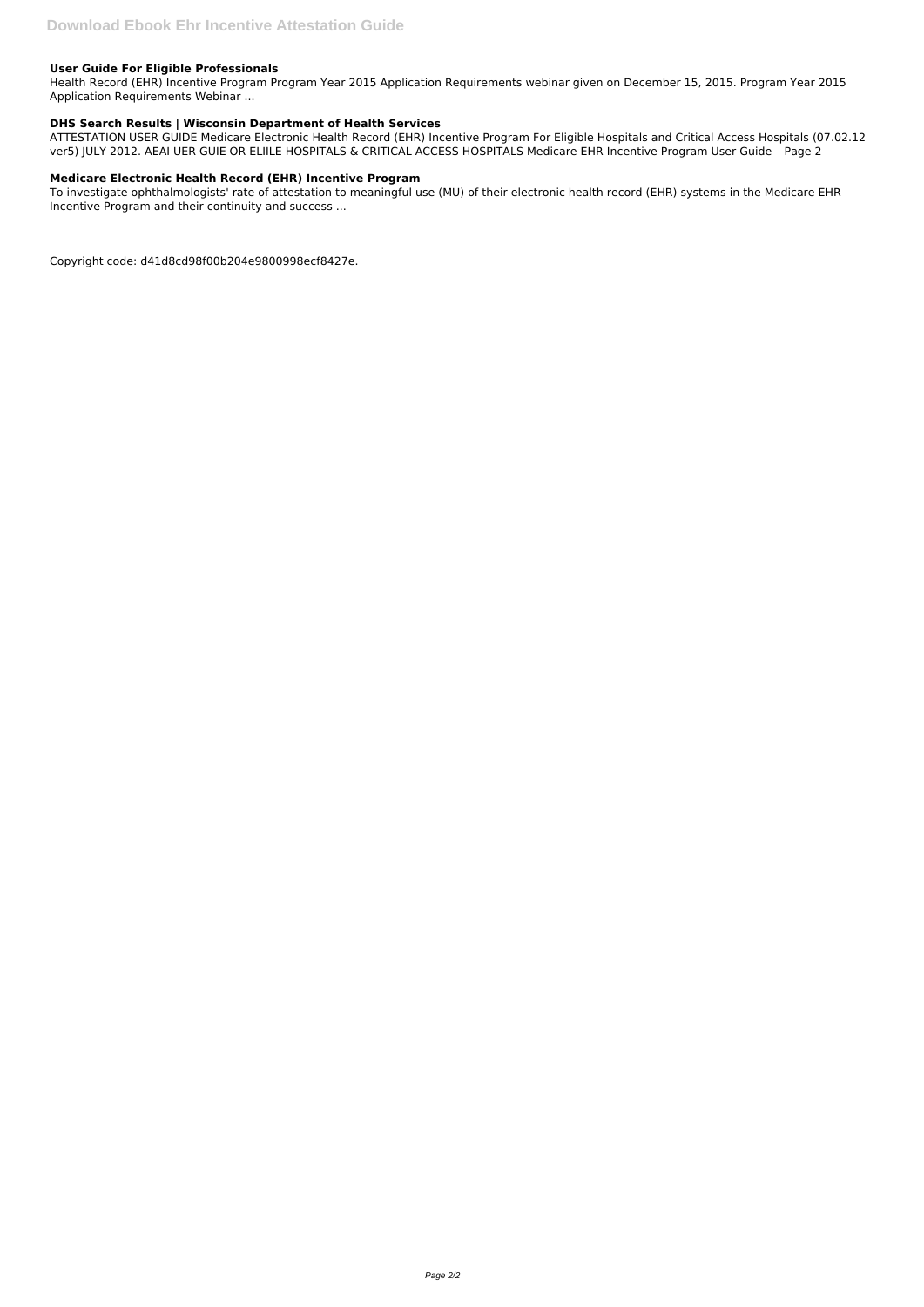### User Guide For Eligible Professionals

Health Record (EHR) Incentive Program Program Year 2015 Application Requirements webinar given on December 15, 2015. Program Year 2015 Application Requirements Webinar ...

### DHS Search Results | Wisconsin Department of Health Services

ATTESTATION USER GUIDE Medicare Electronic Health Record (EHR) Incentive Program For Eligible Hospitals and Critical Access Hospitals (07.02.12 ver5) JULY 2012. AEAI UER GUIE OR ELIILE HOSPITALS & CRITICAL ACCESS HOSPITALS Medicare EHR Incentive Program User Guide – Page 2

### Medicare Electronic Health Record (EHR) Incentive Program

To investigate ophthalmologists' rate of attestation to meaningful use (MU) of their electronic health record (EHR) systems in the Medicare EHR Incentive Program and their continuity and success ...

Copyright code: d41d8cd98f00b204e9800998ecf8427e.